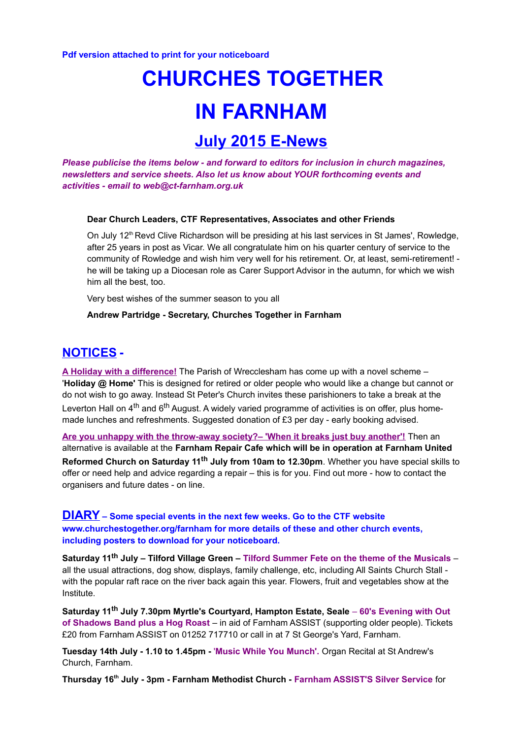**Pdf version attached to print for your noticeboard**

# CHURCHES TOGETHER IN FARNHAM

## July 2015 E-News

***Please publicise the items below - and forward to editors for inclusion in church magazines, newsletters and service sheets. Also let us know about YOUR forthcoming events and activities - email to web@ct-farnham.org.uk***

**Dear Church Leaders, CTF Representatives, Associates and other Friends**

On July 12th Revd Clive Richardson will be presiding at his last services in St James', Rowledge, after 25 years in post as Vicar. We all congratulate him on his quarter century of service to the community of Rowledge and wish him very well for his retirement. Or, at least, semi-retirement! - he will be taking up a Diocesan role as Carer Support Advisor in the autumn, for which we wish him all the best, too.

Very best wishes of the summer season to you all

**Andrew Partridge - Secretary, Churches Together in Farnham**

## NOTICES -

**A Holiday with a difference!** The Parish of Wrecclesham has come up with a novel scheme – '**Holiday @ Home'** This is designed for retired or older people who would like a change but cannot or do not wish to go away. Instead St Peter's Church invites these parishioners to take a break at the Leverton Hall on 4th and 6th August. A widely varied programme of activities is on offer, plus home-made lunches and refreshments. Suggested donation of £3 per day - early booking advised.

**Are you unhappy with the throw-away society?– 'When it breaks just buy another'!** Then an alternative is available at the **Farnham Repair Cafe which will be in operation at Farnham United Reformed Church on Saturday 11th July from 10am to 12.30pm**. Whether you have special skills to offer or need help and advice regarding a repair – this is for you. Find out more - how to contact the organisers and future dates - on line.

## DIARY – Some special events in the next few weeks. Go to the CTF website www.churchestogether.org/farnham for more details of these and other church events, including posters to download for your noticeboard.

**Saturday 11th July – Tilford Village Green – Tilford Summer Fete on the theme of the Musicals** – all the usual attractions, dog show, displays, family challenge, etc, including All Saints Church Stall - with the popular raft race on the river back again this year. Flowers, fruit and vegetables show at the Institute.

**Saturday 11th July 7.30pm Myrtle's Courtyard, Hampton Estate, Seale – 60's Evening with Out of Shadows Band plus a Hog Roast** – in aid of Farnham ASSIST (supporting older people). Tickets £20 from Farnham ASSIST on 01252 717710 or call in at 7 St George's Yard, Farnham.

**Tuesday 14th July - 1.10 to 1.45pm - 'Music While You Munch'.** Organ Recital at St Andrew's Church, Farnham.

**Thursday 16th July - 3pm - Farnham Methodist Church - Farnham ASSIST'S Silver Service** for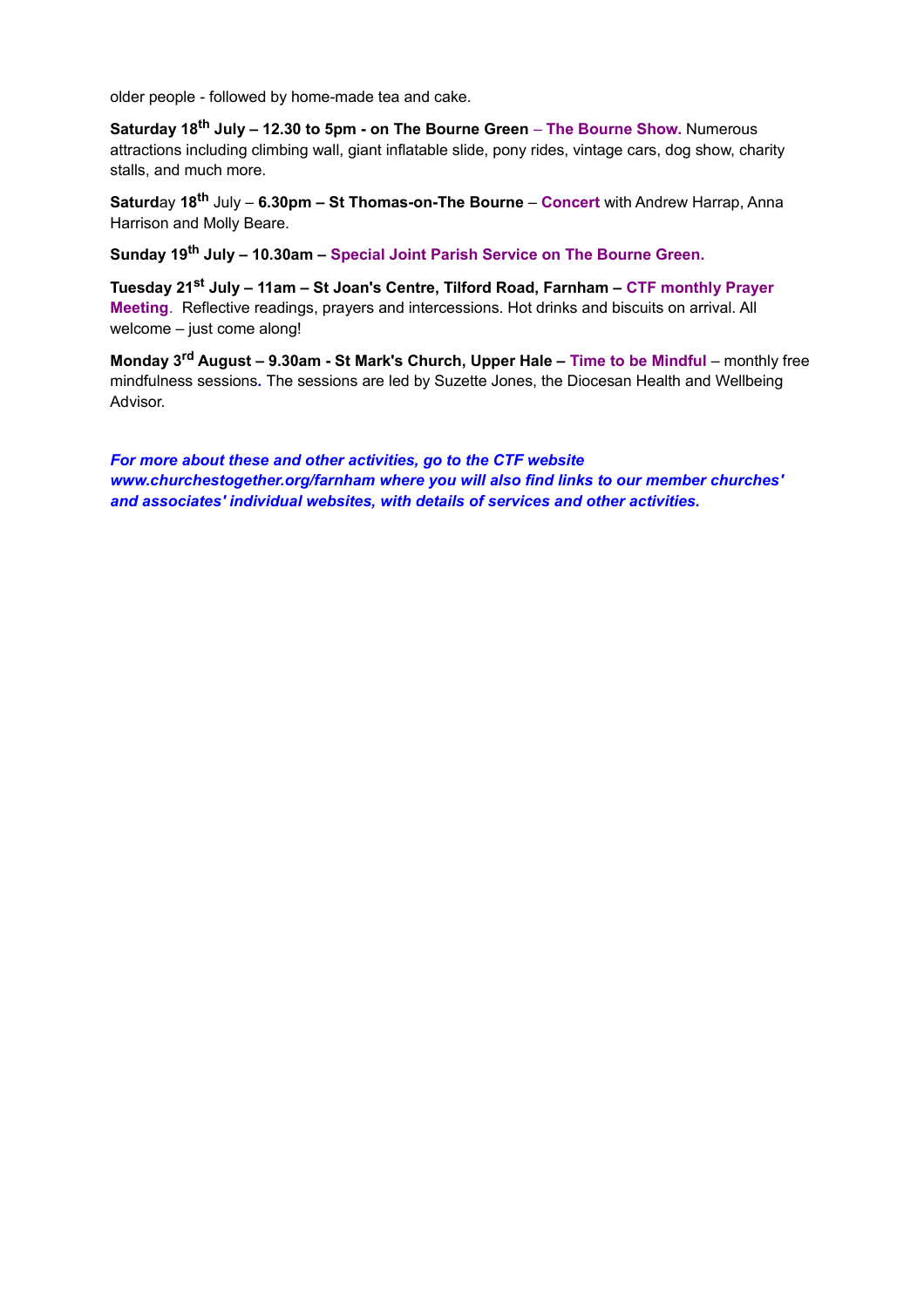older people - followed by home-made tea and cake.

**Saturday 18th July – 12.30 to 5pm - on The Bourne Green** – **The Bourne Show.** Numerous attractions including climbing wall, giant inflatable slide, pony rides, vintage cars, dog show, charity stalls, and much more.

**Saturd**ay **18th** July – **6.30pm – St Thomas-on-The Bourne** – **Concert** with Andrew Harrap, Anna Harrison and Molly Beare.

**Sunday 19th July – 10.30am – Special Joint Parish Service on The Bourne Green.**

**Tuesday 21st July – 11am – St Joan's Centre, Tilford Road, Farnham – CTF monthly Prayer Meeting**. Reflective readings, prayers and intercessions. Hot drinks and biscuits on arrival. All welcome – just come along!

**Monday 3rd August – 9.30am - St Mark's Church, Upper Hale – Time to be Mindful** – monthly free mindfulness sessions**.** The sessions are led by Suzette Jones, the Diocesan Health and Wellbeing Advisor.

***For more about these and other activities, go to the CTF website www.churchestogether.org/farnham where you will also find links to our member churches' and associates' individual websites, with details of services and other activities.***